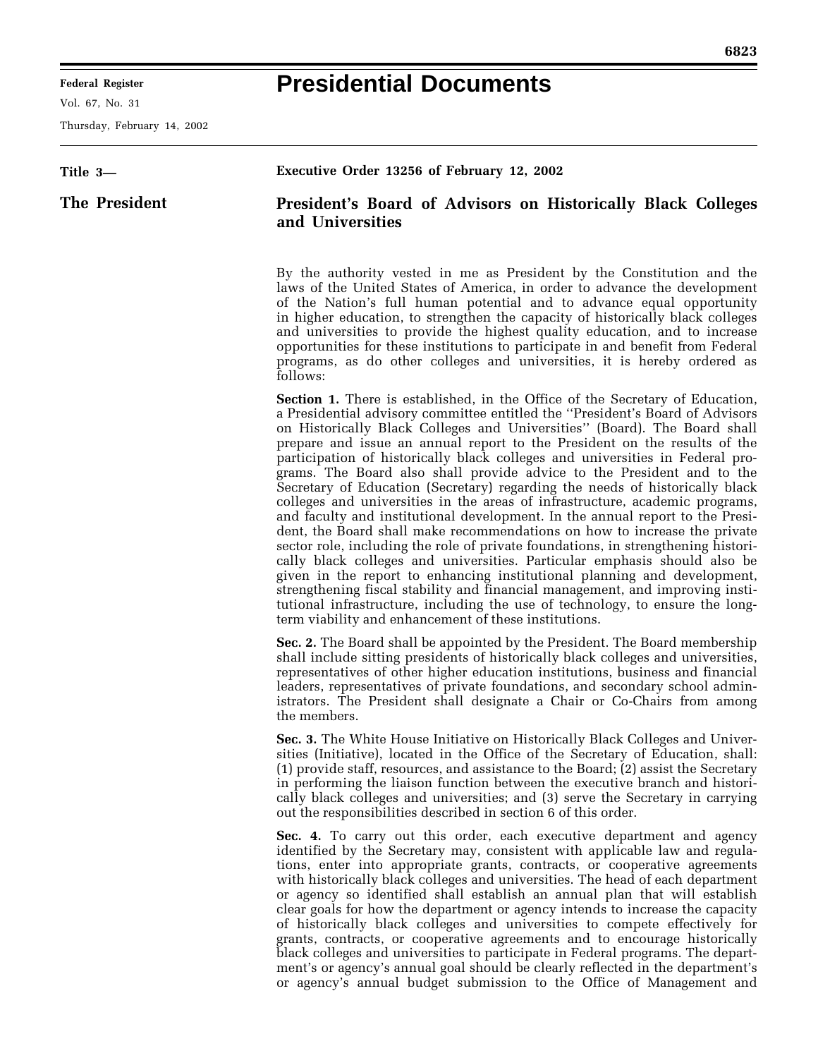# Presidential Documents

**Title 3—**

**The President**

**Executive Order 13256 of February 12, 2002**

## President's Board of Advisors on Historically Black Colleges and Universities

By the authority vested in me as President by the Constitution and the laws of the United States of America, in order to advance the development of the Nation's full human potential and to advance equal opportunity in higher education, to strengthen the capacity of historically black colleges and universities to provide the highest quality education, and to increase opportunities for these institutions to participate in and benefit from Federal programs, as do other colleges and universities, it is hereby ordered as follows:

**Section 1.** There is established, in the Office of the Secretary of Education, a Presidential advisory committee entitled the "President's Board of Advisors on Historically Black Colleges and Universities" (Board). The Board shall prepare and issue an annual report to the President on the results of the participation of historically black colleges and universities in Federal programs. The Board also shall provide advice to the President and to the Secretary of Education (Secretary) regarding the needs of historically black colleges and universities in the areas of infrastructure, academic programs, and faculty and institutional development. In the annual report to the President, the Board shall make recommendations on how to increase the private sector role, including the role of private foundations, in strengthening historically black colleges and universities. Particular emphasis should also be given in the report to enhancing institutional planning and development, strengthening fiscal stability and financial management, and improving institutional infrastructure, including the use of technology, to ensure the long-term viability and enhancement of these institutions.

**Sec. 2.** The Board shall be appointed by the President. The Board membership shall include sitting presidents of historically black colleges and universities, representatives of other higher education institutions, business and financial leaders, representatives of private foundations, and secondary school administrators. The President shall designate a Chair or Co-Chairs from among the members.

**Sec. 3.** The White House Initiative on Historically Black Colleges and Universities (Initiative), located in the Office of the Secretary of Education, shall: (1) provide staff, resources, and assistance to the Board; (2) assist the Secretary in performing the liaison function between the executive branch and historically black colleges and universities; and (3) serve the Secretary in carrying out the responsibilities described in section 6 of this order.

**Sec. 4.** To carry out this order, each executive department and agency identified by the Secretary may, consistent with applicable law and regulations, enter into appropriate grants, contracts, or cooperative agreements with historically black colleges and universities. The head of each department or agency so identified shall establish an annual plan that will establish clear goals for how the department or agency intends to increase the capacity of historically black colleges and universities to compete effectively for grants, contracts, or cooperative agreements and to encourage historically black colleges and universities to participate in Federal programs. The department's or agency's annual goal should be clearly reflected in the department's or agency's annual budget submission to the Office of Management and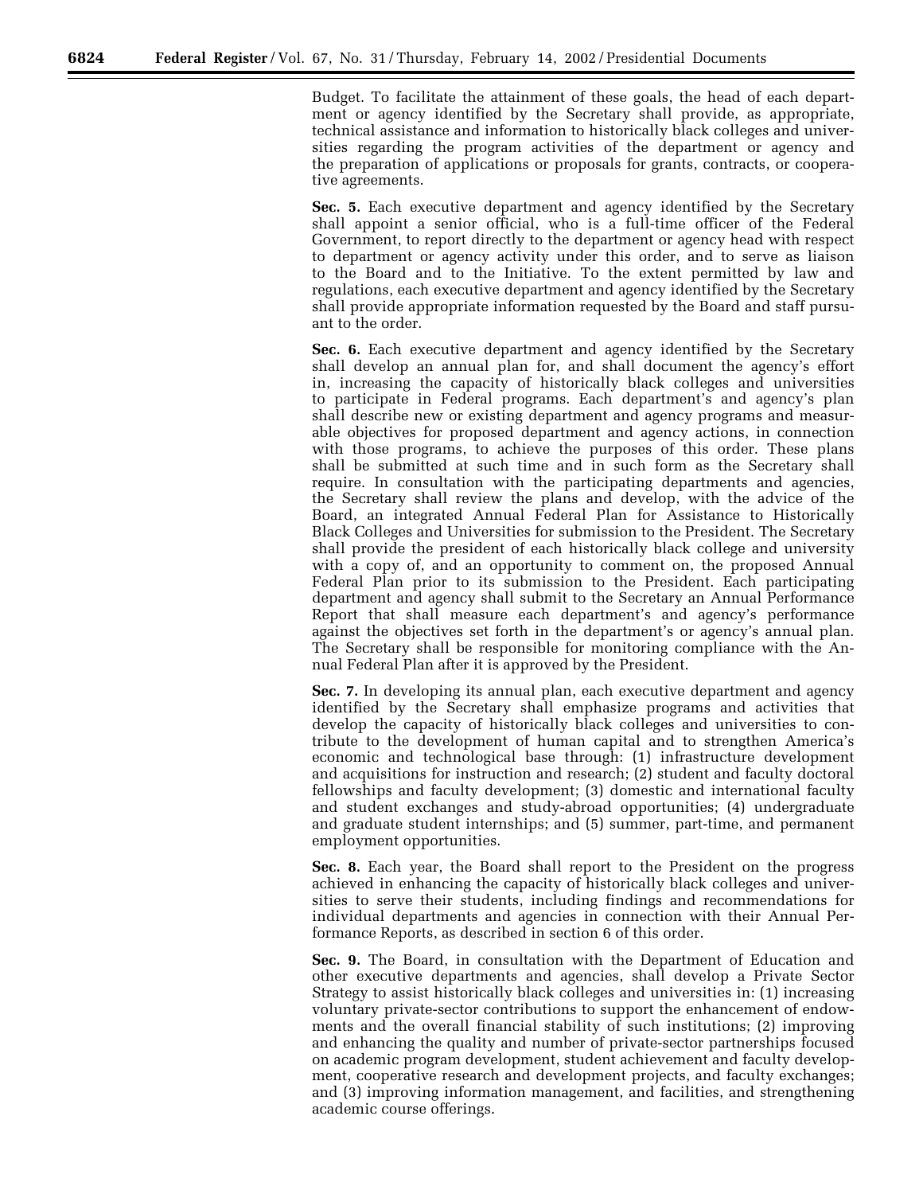Budget. To facilitate the attainment of these goals, the head of each department or agency identified by the Secretary shall provide, as appropriate, technical assistance and information to historically black colleges and universities regarding the program activities of the department or agency and the preparation of applications or proposals for grants, contracts, or cooperative agreements.

**Sec. 5.** Each executive department and agency identified by the Secretary shall appoint a senior official, who is a full-time officer of the Federal Government, to report directly to the department or agency head with respect to department or agency activity under this order, and to serve as liaison to the Board and to the Initiative. To the extent permitted by law and regulations, each executive department and agency identified by the Secretary shall provide appropriate information requested by the Board and staff pursuant to the order.

**Sec. 6.** Each executive department and agency identified by the Secretary shall develop an annual plan for, and shall document the agency's effort in, increasing the capacity of historically black colleges and universities to participate in Federal programs. Each department's and agency's plan shall describe new or existing department and agency programs and measurable objectives for proposed department and agency actions, in connection with those programs, to achieve the purposes of this order. These plans shall be submitted at such time and in such form as the Secretary shall require. In consultation with the participating departments and agencies, the Secretary shall review the plans and develop, with the advice of the Board, an integrated Annual Federal Plan for Assistance to Historically Black Colleges and Universities for submission to the President. The Secretary shall provide the president of each historically black college and university with a copy of, and an opportunity to comment on, the proposed Annual Federal Plan prior to its submission to the President. Each participating department and agency shall submit to the Secretary an Annual Performance Report that shall measure each department's and agency's performance against the objectives set forth in the department's or agency's annual plan. The Secretary shall be responsible for monitoring compliance with the Annual Federal Plan after it is approved by the President.

**Sec. 7.** In developing its annual plan, each executive department and agency identified by the Secretary shall emphasize programs and activities that develop the capacity of historically black colleges and universities to contribute to the development of human capital and to strengthen America's economic and technological base through: (1) infrastructure development and acquisitions for instruction and research; (2) student and faculty doctoral fellowships and faculty development; (3) domestic and international faculty and student exchanges and study-abroad opportunities; (4) undergraduate and graduate student internships; and (5) summer, part-time, and permanent employment opportunities.

**Sec. 8.** Each year, the Board shall report to the President on the progress achieved in enhancing the capacity of historically black colleges and universities to serve their students, including findings and recommendations for individual departments and agencies in connection with their Annual Performance Reports, as described in section 6 of this order.

**Sec. 9.** The Board, in consultation with the Department of Education and other executive departments and agencies, shall develop a Private Sector Strategy to assist historically black colleges and universities in: (1) increasing voluntary private-sector contributions to support the enhancement of endowments and the overall financial stability of such institutions; (2) improving and enhancing the quality and number of private-sector partnerships focused on academic program development, student achievement and faculty development, cooperative research and development projects, and faculty exchanges; and (3) improving information management, and facilities, and strengthening academic course offerings.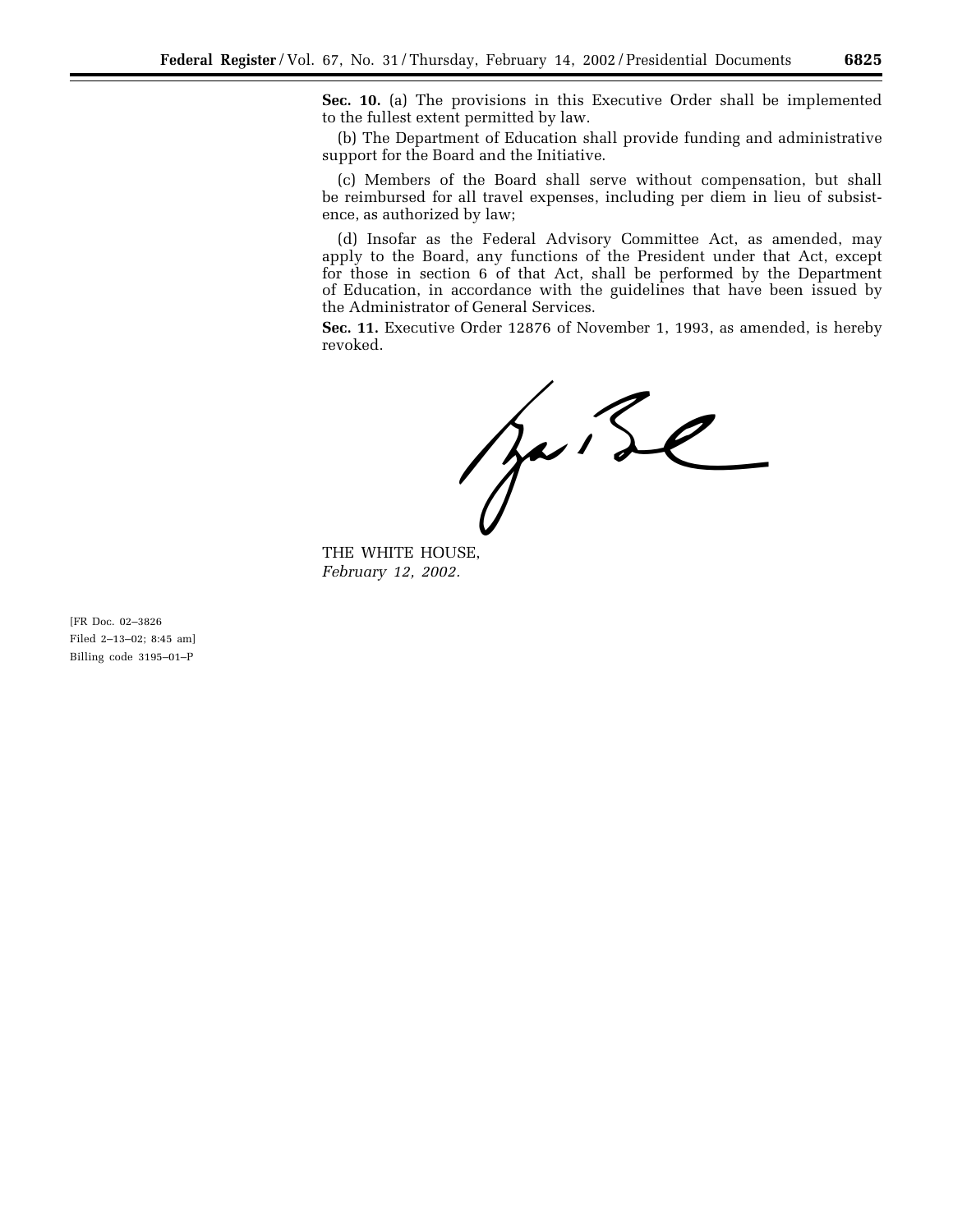**Sec. 10.** (a) The provisions in this Executive Order shall be implemented to the fullest extent permitted by law.

(b) The Department of Education shall provide funding and administrative support for the Board and the Initiative.

(c) Members of the Board shall serve without compensation, but shall be reimbursed for all travel expenses, including per diem in lieu of subsistence, as authorized by law;

(d) Insofar as the Federal Advisory Committee Act, as amended, may apply to the Board, any functions of the President under that Act, except for those in section 6 of that Act, shall be performed by the Department of Education, in accordance with the guidelines that have been issued by the Administrator of General Services.

**Sec. 11.** Executive Order 12876 of November 1, 1993, as amended, is hereby revoked.

THE WHITE HOUSE,
*February 12, 2002.*

[FR Doc. 02–3826
Filed 2–13–02; 8:45 am]
Billing code 3195–01–P